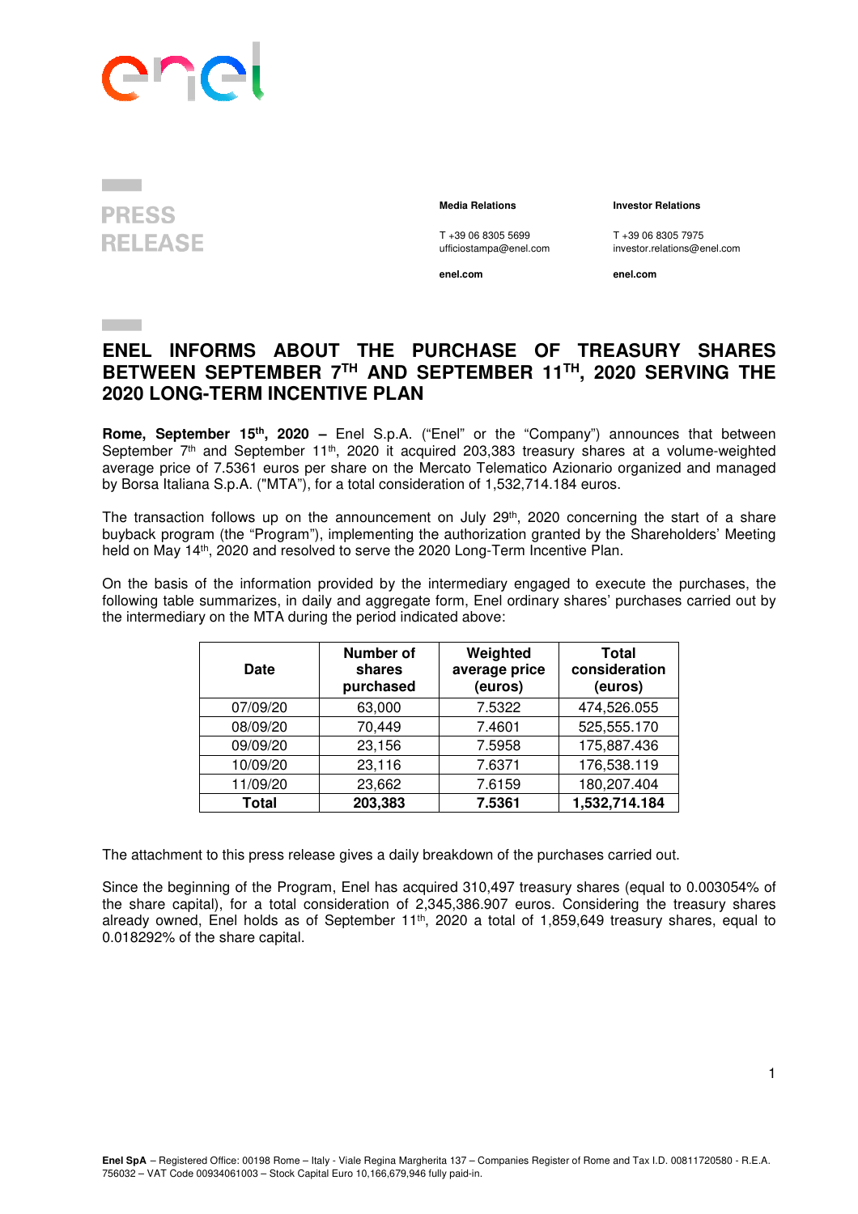PRESS RELEASE

**Media Relations**

T +39 06 8305 5699
ufficiostampa@enel.com

**enel.com**

**Investor Relations**

T +39 06 8305 7975
investor.relations@enel.com

**enel.com**

# ENEL INFORMS ABOUT THE PURCHASE OF TREASURY SHARES BETWEEN SEPTEMBER 7TH AND SEPTEMBER 11TH, 2020 SERVING THE 2020 LONG-TERM INCENTIVE PLAN

**Rome, September 15th, 2020 –** Enel S.p.A. ("Enel" or the "Company") announces that between September 7th and September 11th, 2020 it acquired 203,383 treasury shares at a volume-weighted average price of 7.5361 euros per share on the Mercato Telematico Azionario organized and managed by Borsa Italiana S.p.A. ("MTA"), for a total consideration of 1,532,714.184 euros.

The transaction follows up on the announcement on July 29th, 2020 concerning the start of a share buyback program (the "Program"), implementing the authorization granted by the Shareholders' Meeting held on May 14th, 2020 and resolved to serve the 2020 Long-Term Incentive Plan.

On the basis of the information provided by the intermediary engaged to execute the purchases, the following table summarizes, in daily and aggregate form, Enel ordinary shares' purchases carried out by the intermediary on the MTA during the period indicated above:

| Date | Number of shares purchased | Weighted average price (euros) | Total consideration (euros) |
|---|---|---|---|
| 07/09/20 | 63,000 | 7.5322 | 474,526.055 |
| 08/09/20 | 70,449 | 7.4601 | 525,555.170 |
| 09/09/20 | 23,156 | 7.5958 | 175,887.436 |
| 10/09/20 | 23,116 | 7.6371 | 176,538.119 |
| 11/09/20 | 23,662 | 7.6159 | 180,207.404 |
| **Total** | **203,383** | **7.5361** | **1,532,714.184** |

The attachment to this press release gives a daily breakdown of the purchases carried out.

Since the beginning of the Program, Enel has acquired 310,497 treasury shares (equal to 0.003054% of the share capital), for a total consideration of 2,345,386.907 euros. Considering the treasury shares already owned, Enel holds as of September 11th, 2020 a total of 1,859,649 treasury shares, equal to 0.018292% of the share capital.

**Enel SpA** – Registered Office: 00198 Rome – Italy - Viale Regina Margherita 137 – Companies Register of Rome and Tax I.D. 00811720580 - R.E.A. 756032 – VAT Code 00934061003 – Stock Capital Euro 10,166,679,946 fully paid-in.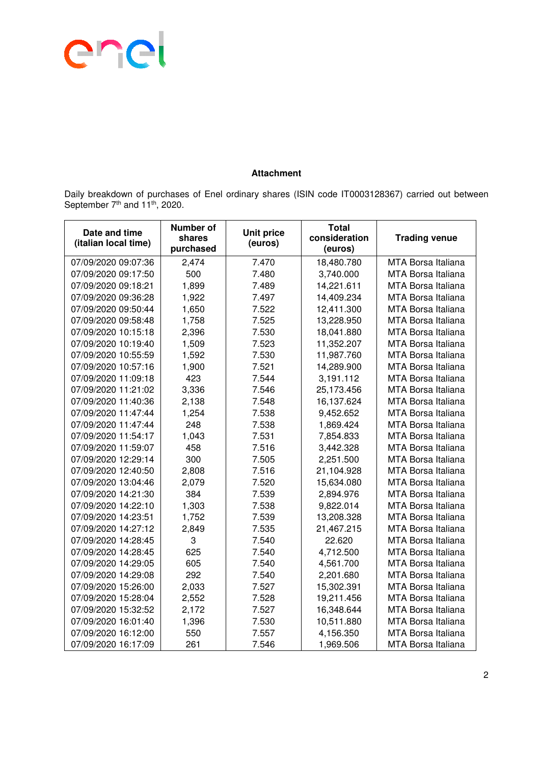**Attachment**

Daily breakdown of purchases of Enel ordinary shares (ISIN code IT0003128367) carried out between September 7th and 11th, 2020.

| Date and time (italian local time) | Number of shares purchased | Unit price (euros) | Total consideration (euros) | Trading venue |
|---|---|---|---|---|
| 07/09/2020 09:07:36 | 2,474 | 7.470 | 18,480.780 | MTA Borsa Italiana |
| 07/09/2020 09:17:50 | 500 | 7.480 | 3,740.000 | MTA Borsa Italiana |
| 07/09/2020 09:18:21 | 1,899 | 7.489 | 14,221.611 | MTA Borsa Italiana |
| 07/09/2020 09:36:28 | 1,922 | 7.497 | 14,409.234 | MTA Borsa Italiana |
| 07/09/2020 09:50:44 | 1,650 | 7.522 | 12,411.300 | MTA Borsa Italiana |
| 07/09/2020 09:58:48 | 1,758 | 7.525 | 13,228.950 | MTA Borsa Italiana |
| 07/09/2020 10:15:18 | 2,396 | 7.530 | 18,041.880 | MTA Borsa Italiana |
| 07/09/2020 10:19:40 | 1,509 | 7.523 | 11,352.207 | MTA Borsa Italiana |
| 07/09/2020 10:55:59 | 1,592 | 7.530 | 11,987.760 | MTA Borsa Italiana |
| 07/09/2020 10:57:16 | 1,900 | 7.521 | 14,289.900 | MTA Borsa Italiana |
| 07/09/2020 11:09:18 | 423 | 7.544 | 3,191.112 | MTA Borsa Italiana |
| 07/09/2020 11:21:02 | 3,336 | 7.546 | 25,173.456 | MTA Borsa Italiana |
| 07/09/2020 11:40:36 | 2,138 | 7.548 | 16,137.624 | MTA Borsa Italiana |
| 07/09/2020 11:47:44 | 1,254 | 7.538 | 9,452.652 | MTA Borsa Italiana |
| 07/09/2020 11:47:44 | 248 | 7.538 | 1,869.424 | MTA Borsa Italiana |
| 07/09/2020 11:54:17 | 1,043 | 7.531 | 7,854.833 | MTA Borsa Italiana |
| 07/09/2020 11:59:07 | 458 | 7.516 | 3,442.328 | MTA Borsa Italiana |
| 07/09/2020 12:29:14 | 300 | 7.505 | 2,251.500 | MTA Borsa Italiana |
| 07/09/2020 12:40:50 | 2,808 | 7.516 | 21,104.928 | MTA Borsa Italiana |
| 07/09/2020 13:04:46 | 2,079 | 7.520 | 15,634.080 | MTA Borsa Italiana |
| 07/09/2020 14:21:30 | 384 | 7.539 | 2,894.976 | MTA Borsa Italiana |
| 07/09/2020 14:22:10 | 1,303 | 7.538 | 9,822.014 | MTA Borsa Italiana |
| 07/09/2020 14:23:51 | 1,752 | 7.539 | 13,208.328 | MTA Borsa Italiana |
| 07/09/2020 14:27:12 | 2,849 | 7.535 | 21,467.215 | MTA Borsa Italiana |
| 07/09/2020 14:28:45 | 3 | 7.540 | 22.620 | MTA Borsa Italiana |
| 07/09/2020 14:28:45 | 625 | 7.540 | 4,712.500 | MTA Borsa Italiana |
| 07/09/2020 14:29:05 | 605 | 7.540 | 4,561.700 | MTA Borsa Italiana |
| 07/09/2020 14:29:08 | 292 | 7.540 | 2,201.680 | MTA Borsa Italiana |
| 07/09/2020 15:26:00 | 2,033 | 7.527 | 15,302.391 | MTA Borsa Italiana |
| 07/09/2020 15:28:04 | 2,552 | 7.528 | 19,211.456 | MTA Borsa Italiana |
| 07/09/2020 15:32:52 | 2,172 | 7.527 | 16,348.644 | MTA Borsa Italiana |
| 07/09/2020 16:01:40 | 1,396 | 7.530 | 10,511.880 | MTA Borsa Italiana |
| 07/09/2020 16:12:00 | 550 | 7.557 | 4,156.350 | MTA Borsa Italiana |
| 07/09/2020 16:17:09 | 261 | 7.546 | 1,969.506 | MTA Borsa Italiana |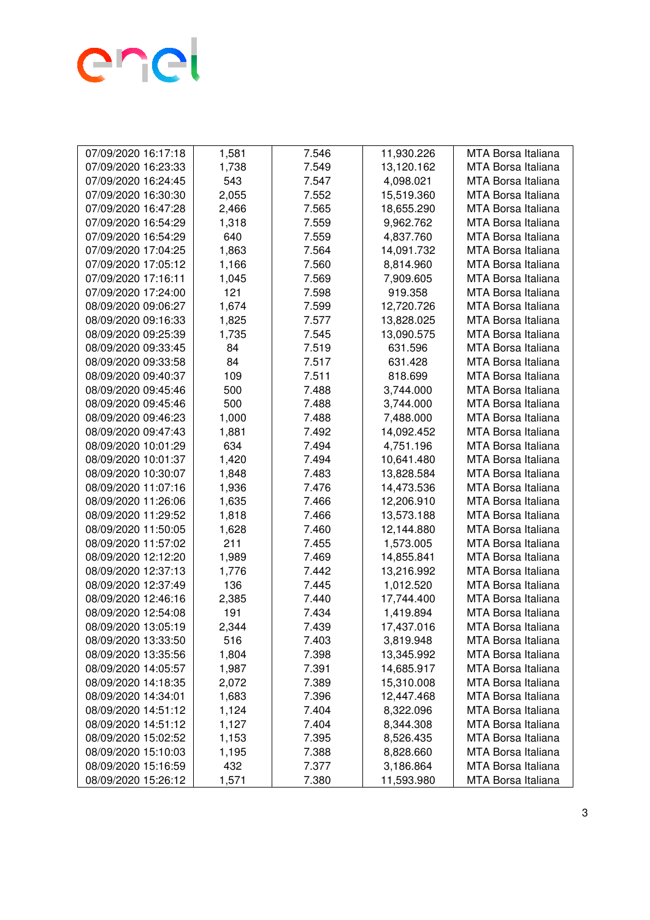| | | | | |
|---|---|---|---|---|
| 07/09/2020 16:17:18 | 1,581 | 7.546 | 11,930.226 | MTA Borsa Italiana |
| 07/09/2020 16:23:33 | 1,738 | 7.549 | 13,120.162 | MTA Borsa Italiana |
| 07/09/2020 16:24:45 | 543 | 7.547 | 4,098.021 | MTA Borsa Italiana |
| 07/09/2020 16:30:30 | 2,055 | 7.552 | 15,519.360 | MTA Borsa Italiana |
| 07/09/2020 16:47:28 | 2,466 | 7.565 | 18,655.290 | MTA Borsa Italiana |
| 07/09/2020 16:54:29 | 1,318 | 7.559 | 9,962.762 | MTA Borsa Italiana |
| 07/09/2020 16:54:29 | 640 | 7.559 | 4,837.760 | MTA Borsa Italiana |
| 07/09/2020 17:04:25 | 1,863 | 7.564 | 14,091.732 | MTA Borsa Italiana |
| 07/09/2020 17:05:12 | 1,166 | 7.560 | 8,814.960 | MTA Borsa Italiana |
| 07/09/2020 17:16:11 | 1,045 | 7.569 | 7,909.605 | MTA Borsa Italiana |
| 07/09/2020 17:24:00 | 121 | 7.598 | 919.358 | MTA Borsa Italiana |
| 08/09/2020 09:06:27 | 1,674 | 7.599 | 12,720.726 | MTA Borsa Italiana |
| 08/09/2020 09:16:33 | 1,825 | 7.577 | 13,828.025 | MTA Borsa Italiana |
| 08/09/2020 09:25:39 | 1,735 | 7.545 | 13,090.575 | MTA Borsa Italiana |
| 08/09/2020 09:33:45 | 84 | 7.519 | 631.596 | MTA Borsa Italiana |
| 08/09/2020 09:33:58 | 84 | 7.517 | 631.428 | MTA Borsa Italiana |
| 08/09/2020 09:40:37 | 109 | 7.511 | 818.699 | MTA Borsa Italiana |
| 08/09/2020 09:45:46 | 500 | 7.488 | 3,744.000 | MTA Borsa Italiana |
| 08/09/2020 09:45:46 | 500 | 7.488 | 3,744.000 | MTA Borsa Italiana |
| 08/09/2020 09:46:23 | 1,000 | 7.488 | 7,488.000 | MTA Borsa Italiana |
| 08/09/2020 09:47:43 | 1,881 | 7.492 | 14,092.452 | MTA Borsa Italiana |
| 08/09/2020 10:01:29 | 634 | 7.494 | 4,751.196 | MTA Borsa Italiana |
| 08/09/2020 10:01:37 | 1,420 | 7.494 | 10,641.480 | MTA Borsa Italiana |
| 08/09/2020 10:30:07 | 1,848 | 7.483 | 13,828.584 | MTA Borsa Italiana |
| 08/09/2020 11:07:16 | 1,936 | 7.476 | 14,473.536 | MTA Borsa Italiana |
| 08/09/2020 11:26:06 | 1,635 | 7.466 | 12,206.910 | MTA Borsa Italiana |
| 08/09/2020 11:29:52 | 1,818 | 7.466 | 13,573.188 | MTA Borsa Italiana |
| 08/09/2020 11:50:05 | 1,628 | 7.460 | 12,144.880 | MTA Borsa Italiana |
| 08/09/2020 11:57:02 | 211 | 7.455 | 1,573.005 | MTA Borsa Italiana |
| 08/09/2020 12:12:20 | 1,989 | 7.469 | 14,855.841 | MTA Borsa Italiana |
| 08/09/2020 12:37:13 | 1,776 | 7.442 | 13,216.992 | MTA Borsa Italiana |
| 08/09/2020 12:37:49 | 136 | 7.445 | 1,012.520 | MTA Borsa Italiana |
| 08/09/2020 12:46:16 | 2,385 | 7.440 | 17,744.400 | MTA Borsa Italiana |
| 08/09/2020 12:54:08 | 191 | 7.434 | 1,419.894 | MTA Borsa Italiana |
| 08/09/2020 13:05:19 | 2,344 | 7.439 | 17,437.016 | MTA Borsa Italiana |
| 08/09/2020 13:33:50 | 516 | 7.403 | 3,819.948 | MTA Borsa Italiana |
| 08/09/2020 13:35:56 | 1,804 | 7.398 | 13,345.992 | MTA Borsa Italiana |
| 08/09/2020 14:05:57 | 1,987 | 7.391 | 14,685.917 | MTA Borsa Italiana |
| 08/09/2020 14:18:35 | 2,072 | 7.389 | 15,310.008 | MTA Borsa Italiana |
| 08/09/2020 14:34:01 | 1,683 | 7.396 | 12,447.468 | MTA Borsa Italiana |
| 08/09/2020 14:51:12 | 1,124 | 7.404 | 8,322.096 | MTA Borsa Italiana |
| 08/09/2020 14:51:12 | 1,127 | 7.404 | 8,344.308 | MTA Borsa Italiana |
| 08/09/2020 15:02:52 | 1,153 | 7.395 | 8,526.435 | MTA Borsa Italiana |
| 08/09/2020 15:10:03 | 1,195 | 7.388 | 8,828.660 | MTA Borsa Italiana |
| 08/09/2020 15:16:59 | 432 | 7.377 | 3,186.864 | MTA Borsa Italiana |
| 08/09/2020 15:26:12 | 1,571 | 7.380 | 11,593.980 | MTA Borsa Italiana |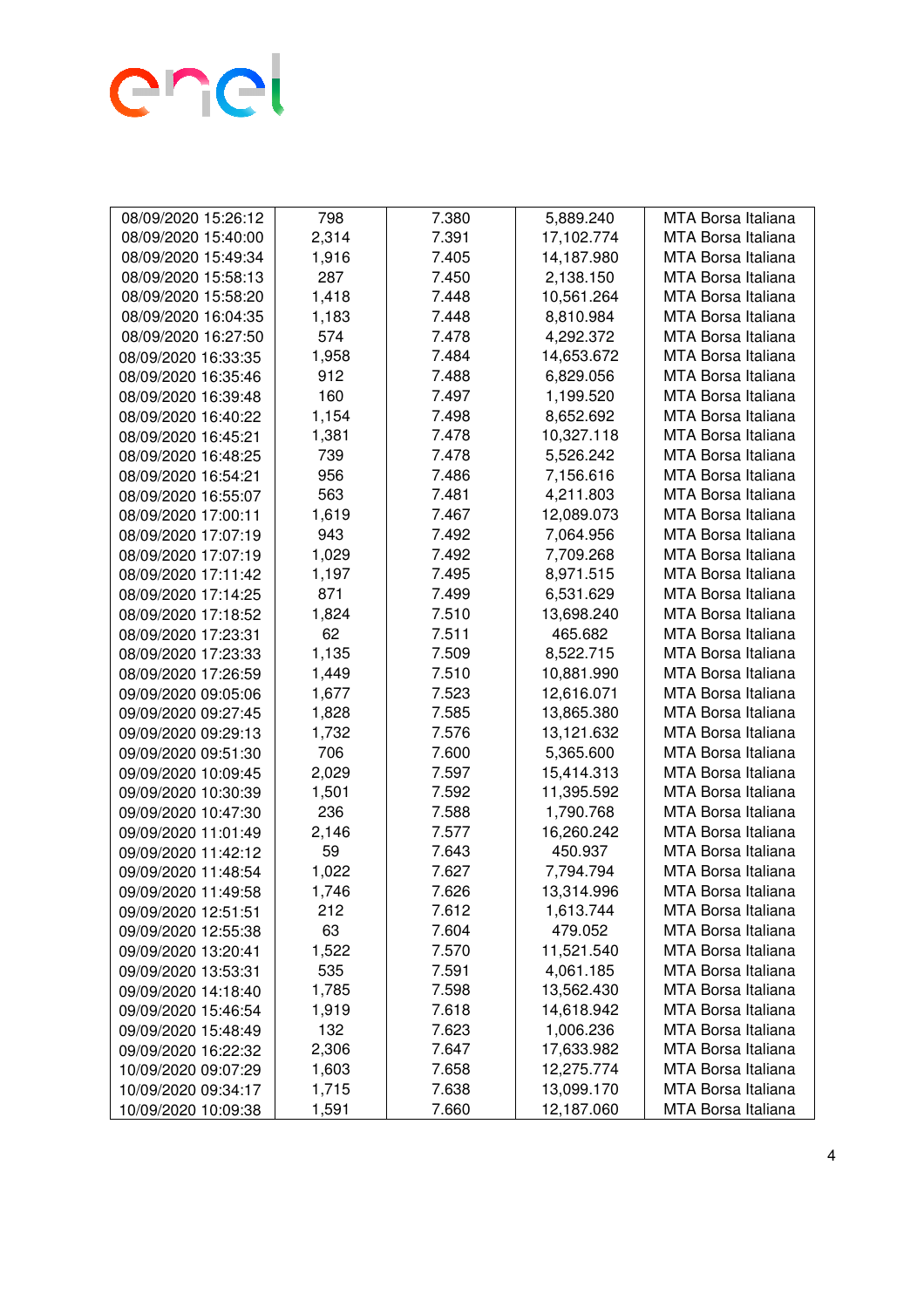| | | | | |
|---|---|---|---|---|
| 08/09/2020 15:26:12 | 798 | 7.380 | 5,889.240 | MTA Borsa Italiana |
| 08/09/2020 15:40:00 | 2,314 | 7.391 | 17,102.774 | MTA Borsa Italiana |
| 08/09/2020 15:49:34 | 1,916 | 7.405 | 14,187.980 | MTA Borsa Italiana |
| 08/09/2020 15:58:13 | 287 | 7.450 | 2,138.150 | MTA Borsa Italiana |
| 08/09/2020 15:58:20 | 1,418 | 7.448 | 10,561.264 | MTA Borsa Italiana |
| 08/09/2020 16:04:35 | 1,183 | 7.448 | 8,810.984 | MTA Borsa Italiana |
| 08/09/2020 16:27:50 | 574 | 7.478 | 4,292.372 | MTA Borsa Italiana |
| 08/09/2020 16:33:35 | 1,958 | 7.484 | 14,653.672 | MTA Borsa Italiana |
| 08/09/2020 16:35:46 | 912 | 7.488 | 6,829.056 | MTA Borsa Italiana |
| 08/09/2020 16:39:48 | 160 | 7.497 | 1,199.520 | MTA Borsa Italiana |
| 08/09/2020 16:40:22 | 1,154 | 7.498 | 8,652.692 | MTA Borsa Italiana |
| 08/09/2020 16:45:21 | 1,381 | 7.478 | 10,327.118 | MTA Borsa Italiana |
| 08/09/2020 16:48:25 | 739 | 7.478 | 5,526.242 | MTA Borsa Italiana |
| 08/09/2020 16:54:21 | 956 | 7.486 | 7,156.616 | MTA Borsa Italiana |
| 08/09/2020 16:55:07 | 563 | 7.481 | 4,211.803 | MTA Borsa Italiana |
| 08/09/2020 17:00:11 | 1,619 | 7.467 | 12,089.073 | MTA Borsa Italiana |
| 08/09/2020 17:07:19 | 943 | 7.492 | 7,064.956 | MTA Borsa Italiana |
| 08/09/2020 17:07:19 | 1,029 | 7.492 | 7,709.268 | MTA Borsa Italiana |
| 08/09/2020 17:11:42 | 1,197 | 7.495 | 8,971.515 | MTA Borsa Italiana |
| 08/09/2020 17:14:25 | 871 | 7.499 | 6,531.629 | MTA Borsa Italiana |
| 08/09/2020 17:18:52 | 1,824 | 7.510 | 13,698.240 | MTA Borsa Italiana |
| 08/09/2020 17:23:31 | 62 | 7.511 | 465.682 | MTA Borsa Italiana |
| 08/09/2020 17:23:33 | 1,135 | 7.509 | 8,522.715 | MTA Borsa Italiana |
| 08/09/2020 17:26:59 | 1,449 | 7.510 | 10,881.990 | MTA Borsa Italiana |
| 09/09/2020 09:05:06 | 1,677 | 7.523 | 12,616.071 | MTA Borsa Italiana |
| 09/09/2020 09:27:45 | 1,828 | 7.585 | 13,865.380 | MTA Borsa Italiana |
| 09/09/2020 09:29:13 | 1,732 | 7.576 | 13,121.632 | MTA Borsa Italiana |
| 09/09/2020 09:51:30 | 706 | 7.600 | 5,365.600 | MTA Borsa Italiana |
| 09/09/2020 10:09:45 | 2,029 | 7.597 | 15,414.313 | MTA Borsa Italiana |
| 09/09/2020 10:30:39 | 1,501 | 7.592 | 11,395.592 | MTA Borsa Italiana |
| 09/09/2020 10:47:30 | 236 | 7.588 | 1,790.768 | MTA Borsa Italiana |
| 09/09/2020 11:01:49 | 2,146 | 7.577 | 16,260.242 | MTA Borsa Italiana |
| 09/09/2020 11:42:12 | 59 | 7.643 | 450.937 | MTA Borsa Italiana |
| 09/09/2020 11:48:54 | 1,022 | 7.627 | 7,794.794 | MTA Borsa Italiana |
| 09/09/2020 11:49:58 | 1,746 | 7.626 | 13,314.996 | MTA Borsa Italiana |
| 09/09/2020 12:51:51 | 212 | 7.612 | 1,613.744 | MTA Borsa Italiana |
| 09/09/2020 12:55:38 | 63 | 7.604 | 479.052 | MTA Borsa Italiana |
| 09/09/2020 13:20:41 | 1,522 | 7.570 | 11,521.540 | MTA Borsa Italiana |
| 09/09/2020 13:53:31 | 535 | 7.591 | 4,061.185 | MTA Borsa Italiana |
| 09/09/2020 14:18:40 | 1,785 | 7.598 | 13,562.430 | MTA Borsa Italiana |
| 09/09/2020 15:46:54 | 1,919 | 7.618 | 14,618.942 | MTA Borsa Italiana |
| 09/09/2020 15:48:49 | 132 | 7.623 | 1,006.236 | MTA Borsa Italiana |
| 09/09/2020 16:22:32 | 2,306 | 7.647 | 17,633.982 | MTA Borsa Italiana |
| 10/09/2020 09:07:29 | 1,603 | 7.658 | 12,275.774 | MTA Borsa Italiana |
| 10/09/2020 09:34:17 | 1,715 | 7.638 | 13,099.170 | MTA Borsa Italiana |
| 10/09/2020 10:09:38 | 1,591 | 7.660 | 12,187.060 | MTA Borsa Italiana |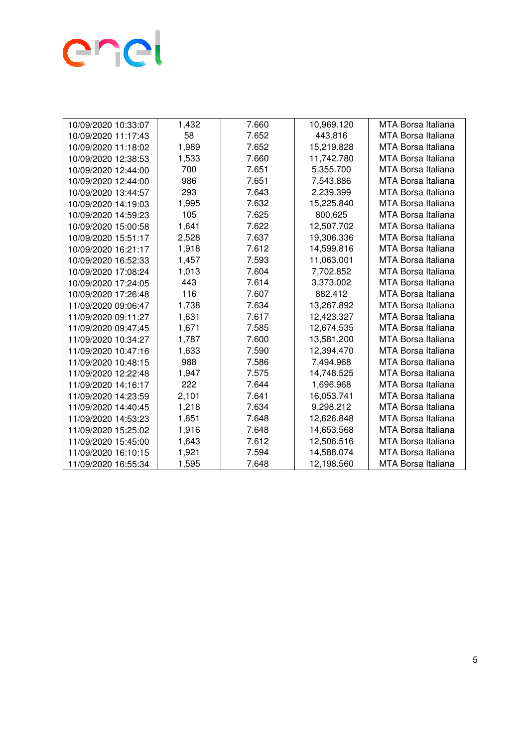| | | | | |
|---|---|---|---|---|
| 10/09/2020 10:33:07 | 1,432 | 7.660 | 10,969.120 | MTA Borsa Italiana |
| 10/09/2020 11:17:43 | 58 | 7.652 | 443.816 | MTA Borsa Italiana |
| 10/09/2020 11:18:02 | 1,989 | 7.652 | 15,219.828 | MTA Borsa Italiana |
| 10/09/2020 12:38:53 | 1,533 | 7.660 | 11,742.780 | MTA Borsa Italiana |
| 10/09/2020 12:44:00 | 700 | 7.651 | 5,355.700 | MTA Borsa Italiana |
| 10/09/2020 12:44:00 | 986 | 7.651 | 7,543.886 | MTA Borsa Italiana |
| 10/09/2020 13:44:57 | 293 | 7.643 | 2,239.399 | MTA Borsa Italiana |
| 10/09/2020 14:19:03 | 1,995 | 7.632 | 15,225.840 | MTA Borsa Italiana |
| 10/09/2020 14:59:23 | 105 | 7.625 | 800.625 | MTA Borsa Italiana |
| 10/09/2020 15:00:58 | 1,641 | 7.622 | 12,507.702 | MTA Borsa Italiana |
| 10/09/2020 15:51:17 | 2,528 | 7.637 | 19,306.336 | MTA Borsa Italiana |
| 10/09/2020 16:21:17 | 1,918 | 7.612 | 14,599.816 | MTA Borsa Italiana |
| 10/09/2020 16:52:33 | 1,457 | 7.593 | 11,063.001 | MTA Borsa Italiana |
| 10/09/2020 17:08:24 | 1,013 | 7.604 | 7,702.852 | MTA Borsa Italiana |
| 10/09/2020 17:24:05 | 443 | 7.614 | 3,373.002 | MTA Borsa Italiana |
| 10/09/2020 17:26:48 | 116 | 7.607 | 882.412 | MTA Borsa Italiana |
| 11/09/2020 09:06:47 | 1,738 | 7.634 | 13,267.892 | MTA Borsa Italiana |
| 11/09/2020 09:11:27 | 1,631 | 7.617 | 12,423.327 | MTA Borsa Italiana |
| 11/09/2020 09:47:45 | 1,671 | 7.585 | 12,674.535 | MTA Borsa Italiana |
| 11/09/2020 10:34:27 | 1,787 | 7.600 | 13,581.200 | MTA Borsa Italiana |
| 11/09/2020 10:47:16 | 1,633 | 7.590 | 12,394.470 | MTA Borsa Italiana |
| 11/09/2020 10:48:15 | 988 | 7.586 | 7,494.968 | MTA Borsa Italiana |
| 11/09/2020 12:22:48 | 1,947 | 7.575 | 14,748.525 | MTA Borsa Italiana |
| 11/09/2020 14:16:17 | 222 | 7.644 | 1,696.968 | MTA Borsa Italiana |
| 11/09/2020 14:23:59 | 2,101 | 7.641 | 16,053.741 | MTA Borsa Italiana |
| 11/09/2020 14:40:45 | 1,218 | 7.634 | 9,298.212 | MTA Borsa Italiana |
| 11/09/2020 14:53:23 | 1,651 | 7.648 | 12,626.848 | MTA Borsa Italiana |
| 11/09/2020 15:25:02 | 1,916 | 7.648 | 14,653.568 | MTA Borsa Italiana |
| 11/09/2020 15:45:00 | 1,643 | 7.612 | 12,506.516 | MTA Borsa Italiana |
| 11/09/2020 16:10:15 | 1,921 | 7.594 | 14,588.074 | MTA Borsa Italiana |
| 11/09/2020 16:55:34 | 1,595 | 7.648 | 12,198.560 | MTA Borsa Italiana |